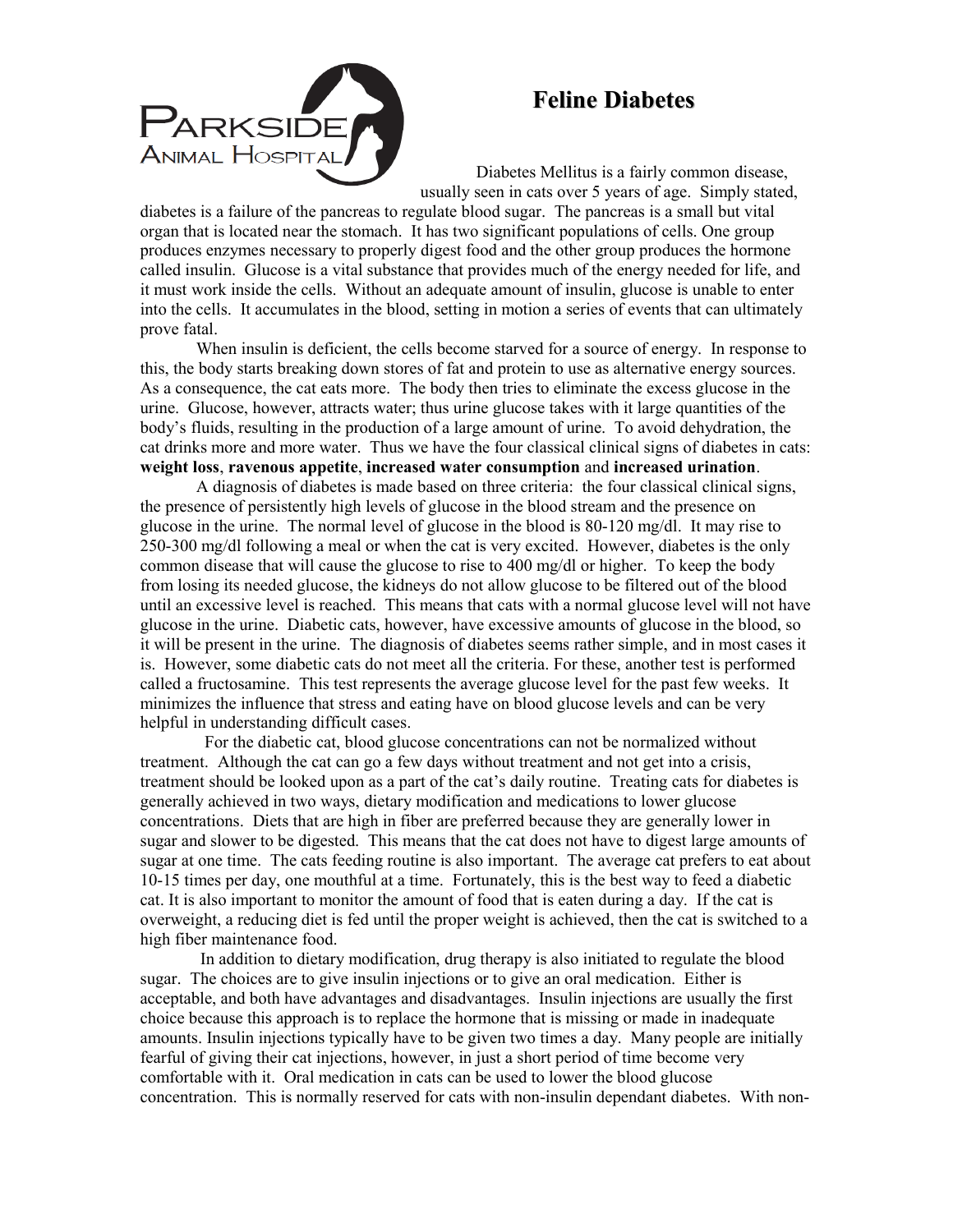# Feline Diabetes

Diabetes Mellitus is a fairly common disease, usually seen in cats over 5 years of age. Simply stated, diabetes is a failure of the pancreas to regulate blood sugar. The pancreas is a small but vital organ that is located near the stomach. It has two significant populations of cells. One group produces enzymes necessary to properly digest food and the other group produces the hormone called insulin. Glucose is a vital substance that provides much of the energy needed for life, and it must work inside the cells. Without an adequate amount of insulin, glucose is unable to enter into the cells. It accumulates in the blood, setting in motion a series of events that can ultimately prove fatal.

When insulin is deficient, the cells become starved for a source of energy. In response to this, the body starts breaking down stores of fat and protein to use as alternative energy sources. As a consequence, the cat eats more. The body then tries to eliminate the excess glucose in the urine. Glucose, however, attracts water; thus urine glucose takes with it large quantities of the body's fluids, resulting in the production of a large amount of urine. To avoid dehydration, the cat drinks more and more water. Thus we have the four classical clinical signs of diabetes in cats: **weight loss**, **ravenous appetite**, **increased water consumption** and **increased urination**.

A diagnosis of diabetes is made based on three criteria: the four classical clinical signs, the presence of persistently high levels of glucose in the blood stream and the presence on glucose in the urine. The normal level of glucose in the blood is 80-120 mg/dl. It may rise to 250-300 mg/dl following a meal or when the cat is very excited. However, diabetes is the only common disease that will cause the glucose to rise to 400 mg/dl or higher. To keep the body from losing its needed glucose, the kidneys do not allow glucose to be filtered out of the blood until an excessive level is reached. This means that cats with a normal glucose level will not have glucose in the urine. Diabetic cats, however, have excessive amounts of glucose in the blood, so it will be present in the urine. The diagnosis of diabetes seems rather simple, and in most cases it is. However, some diabetic cats do not meet all the criteria. For these, another test is performed called a fructosamine. This test represents the average glucose level for the past few weeks. It minimizes the influence that stress and eating have on blood glucose levels and can be very helpful in understanding difficult cases.

For the diabetic cat, blood glucose concentrations can not be normalized without treatment. Although the cat can go a few days without treatment and not get into a crisis, treatment should be looked upon as a part of the cat's daily routine. Treating cats for diabetes is generally achieved in two ways, dietary modification and medications to lower glucose concentrations. Diets that are high in fiber are preferred because they are generally lower in sugar and slower to be digested. This means that the cat does not have to digest large amounts of sugar at one time. The cats feeding routine is also important. The average cat prefers to eat about 10-15 times per day, one mouthful at a time. Fortunately, this is the best way to feed a diabetic cat. It is also important to monitor the amount of food that is eaten during a day. If the cat is overweight, a reducing diet is fed until the proper weight is achieved, then the cat is switched to a high fiber maintenance food.

In addition to dietary modification, drug therapy is also initiated to regulate the blood sugar. The choices are to give insulin injections or to give an oral medication. Either is acceptable, and both have advantages and disadvantages. Insulin injections are usually the first choice because this approach is to replace the hormone that is missing or made in inadequate amounts. Insulin injections typically have to be given two times a day. Many people are initially fearful of giving their cat injections, however, in just a short period of time become very comfortable with it. Oral medication in cats can be used to lower the blood glucose concentration. This is normally reserved for cats with non-insulin dependant diabetes. With non-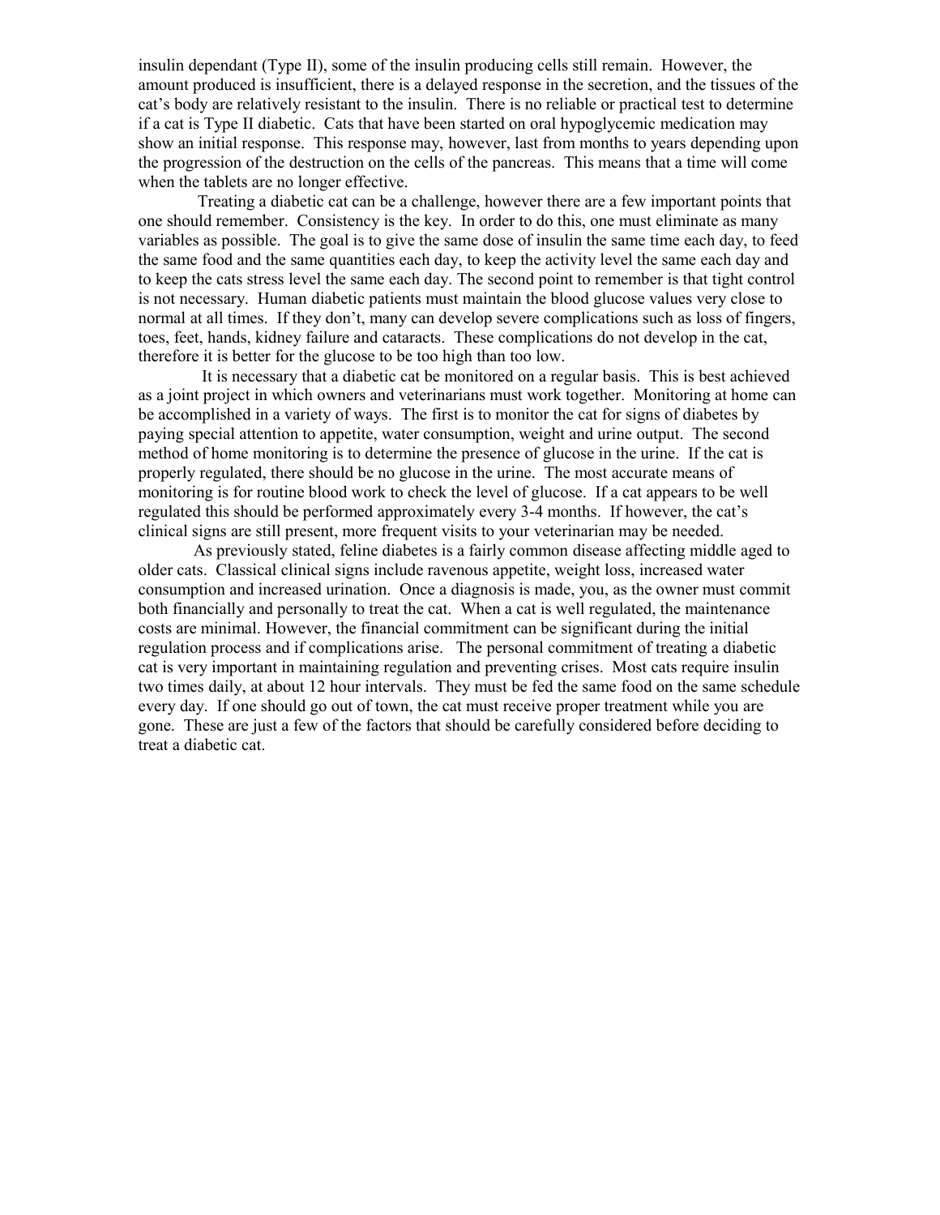insulin dependant (Type II), some of the insulin producing cells still remain. However, the amount produced is insufficient, there is a delayed response in the secretion, and the tissues of the cat's body are relatively resistant to the insulin. There is no reliable or practical test to determine if a cat is Type II diabetic. Cats that have been started on oral hypoglycemic medication may show an initial response. This response may, however, last from months to years depending upon the progression of the destruction on the cells of the pancreas. This means that a time will come when the tablets are no longer effective.

Treating a diabetic cat can be a challenge, however there are a few important points that one should remember. Consistency is the key. In order to do this, one must eliminate as many variables as possible. The goal is to give the same dose of insulin the same time each day, to feed the same food and the same quantities each day, to keep the activity level the same each day and to keep the cats stress level the same each day. The second point to remember is that tight control is not necessary. Human diabetic patients must maintain the blood glucose values very close to normal at all times. If they don't, many can develop severe complications such as loss of fingers, toes, feet, hands, kidney failure and cataracts. These complications do not develop in the cat, therefore it is better for the glucose to be too high than too low.

It is necessary that a diabetic cat be monitored on a regular basis. This is best achieved as a joint project in which owners and veterinarians must work together. Monitoring at home can be accomplished in a variety of ways. The first is to monitor the cat for signs of diabetes by paying special attention to appetite, water consumption, weight and urine output. The second method of home monitoring is to determine the presence of glucose in the urine. If the cat is properly regulated, there should be no glucose in the urine. The most accurate means of monitoring is for routine blood work to check the level of glucose. If a cat appears to be well regulated this should be performed approximately every 3-4 months. If however, the cat's clinical signs are still present, more frequent visits to your veterinarian may be needed.

As previously stated, feline diabetes is a fairly common disease affecting middle aged to older cats. Classical clinical signs include ravenous appetite, weight loss, increased water consumption and increased urination. Once a diagnosis is made, you, as the owner must commit both financially and personally to treat the cat. When a cat is well regulated, the maintenance costs are minimal. However, the financial commitment can be significant during the initial regulation process and if complications arise. The personal commitment of treating a diabetic cat is very important in maintaining regulation and preventing crises. Most cats require insulin two times daily, at about 12 hour intervals. They must be fed the same food on the same schedule every day. If one should go out of town, the cat must receive proper treatment while you are gone. These are just a few of the factors that should be carefully considered before deciding to treat a diabetic cat.